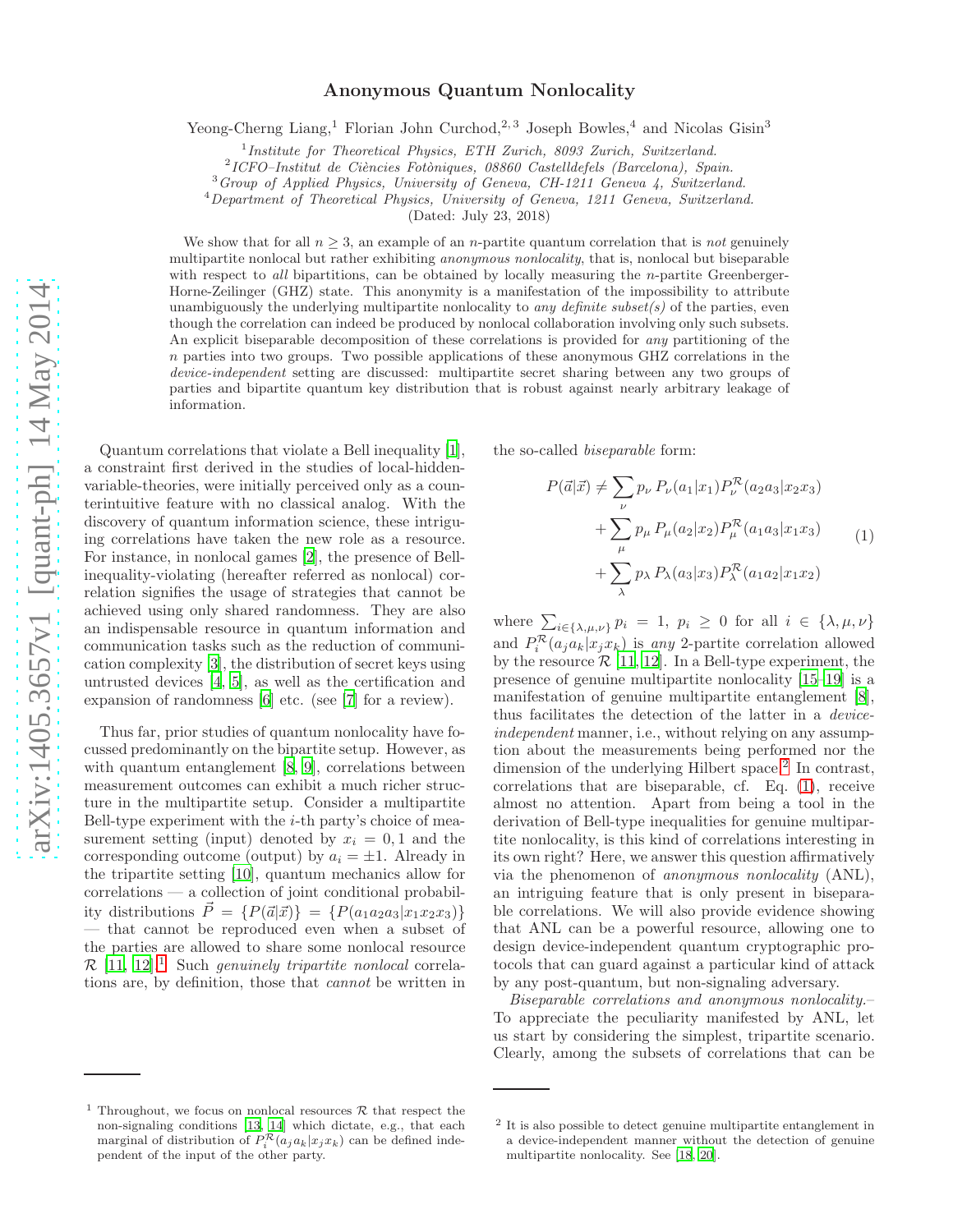# Anonymous Quantum Nonlocality

Yeong-Cherng Liang,[1] Florian John Curchod,[2,3] Joseph Bowles,[4] and Nicolas Gisin[3]

[1] *Institute for Theoretical Physics, ETH Zurich, 8093 Zurich, Switzerland.*
[2] *ICFO–Institut de Ciències Fotòniques, 08860 Castelldefels (Barcelona), Spain.*
[3] *Group of Applied Physics, University of Geneva, CH-1211 Geneva 4, Switzerland.*
[4] *Department of Theoretical Physics, University of Geneva, 1211 Geneva, Switzerland.*

(Dated: July 23, 2018)

We show that for all $n \geq 3$, an example of an $n$-partite quantum correlation that is *not* genuinely multipartite nonlocal but rather exhibiting *anonymous nonlocality*, that is, nonlocal but biseparable with respect to *all* bipartitions, can be obtained by locally measuring the $n$-partite Greenberger-Horne-Zeilinger (GHZ) state. This anonymity is a manifestation of the impossibility to attribute unambiguously the underlying multipartite nonlocality to *any definite subset(s)* of the parties, even though the correlation can indeed be produced by nonlocal collaboration involving only such subsets. An explicit biseparable decomposition of these correlations is provided for *any* partitioning of the $n$ parties into two groups. Two possible applications of these anonymous GHZ correlations in the *device-independent* setting are discussed: multipartite secret sharing between any two groups of parties and bipartite quantum key distribution that is robust against nearly arbitrary leakage of information.

Quantum correlations that violate a Bell inequality [1], a constraint first derived in the studies of local-hidden-variable-theories, were initially perceived only as a counterintuitive feature with no classical analog. With the discovery of quantum information science, these intriguing correlations have taken the new role as a resource. For instance, in nonlocal games [2], the presence of Bell-inequality-violating (hereafter referred as nonlocal) correlation signifies the usage of strategies that cannot be achieved using only shared randomness. They are also an indispensable resource in quantum information and communication tasks such as the reduction of communication complexity [3], the distribution of secret keys using untrusted devices [4, 5], as well as the certification and expansion of randomness [6] etc. (see [7] for a review).

Thus far, prior studies of quantum nonlocality have focussed predominantly on the bipartite setup. However, as with quantum entanglement [8, 9], correlations between measurement outcomes can exhibit a much richer structure in the multipartite setup. Consider a multipartite Bell-type experiment with the $i$-th party's choice of measurement setting (input) denoted by $x_i = 0, 1$ and the corresponding outcome (output) by $a_i = \pm 1$. Already in the tripartite setting [10], quantum mechanics allow for correlations — a collection of joint conditional probability distributions $\vec{P} = \{P(\vec{a}|\vec{x})\} = \{P(a_1a_2a_3|x_1x_2x_3)\}$ — that cannot be reproduced even when a subset of the parties are allowed to share some nonlocal resource $\mathcal{R}$ [11, 12].[1] Such *genuinely tripartite nonlocal* correlations are, by definition, those that *cannot* be written in the so-called *biseparable* form:

$$
\begin{aligned}
P(\vec{a}|\vec{x}) \neq & \sum_\nu p_\nu \, P_\nu(a_1|x_1) P_\nu^{\mathcal{R}}(a_2a_3|x_2x_3) \\
& + \sum_\mu p_\mu \, P_\mu(a_2|x_2) P_\mu^{\mathcal{R}}(a_1a_3|x_1x_3) \\
& + \sum_\lambda p_\lambda \, P_\lambda(a_3|x_3) P_\lambda^{\mathcal{R}}(a_1a_2|x_1x_2)
\end{aligned}
\tag{1}
$$

where $\sum_{i\in\{\lambda,\mu,\nu\}} p_i = 1$, $p_i \geq 0$ for all $i \in \{\lambda, \mu, \nu\}$ and $P_i^{\mathcal{R}}(a_j a_k|x_j x_k)$ is *any* 2-partite correlation allowed by the resource $\mathcal{R}$ [11, 12]. In a Bell-type experiment, the presence of genuine multipartite nonlocality [15–19] is a manifestation of genuine multipartite entanglement [8], thus facilitates the detection of the latter in a *device-independent* manner, i.e., without relying on any assumption about the measurements being performed nor the dimension of the underlying Hilbert space.[2] In contrast, correlations that are biseparable, cf. Eq. (1), receive almost no attention. Apart from being a tool in the derivation of Bell-type inequalities for genuine multipartite nonlocality, is this kind of correlations interesting in its own right? Here, we answer this question affirmatively via the phenomenon of *anonymous nonlocality* (ANL), an intriguing feature that is only present in biseparable correlations. We will also provide evidence showing that ANL can be a powerful resource, allowing one to design device-independent quantum cryptographic protocols that can guard against a particular kind of attack by any post-quantum, but non-signaling adversary.

*Biseparable correlations and anonymous nonlocality.–* To appreciate the peculiarity manifested by ANL, let us start by considering the simplest, tripartite scenario. Clearly, among the subsets of correlations that can be

---

[1] Throughout, we focus on nonlocal resources $\mathcal{R}$ that respect the non-signaling conditions [13, 14] which dictate, e.g., that each marginal of distribution of $P_i^{\mathcal{R}}(a_j a_k|x_j x_k)$ can be defined independent of the input of the other party.

[2] It is also possible to detect genuine multipartite entanglement in a device-independent manner without the detection of genuine multipartite nonlocality. See [18, 20].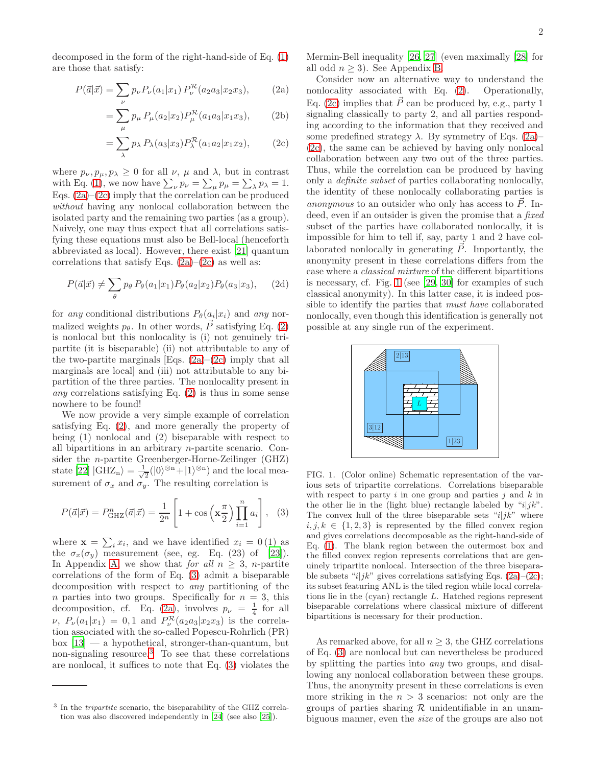decomposed in the form of the right-hand-side of Eq. (1) are those that satisfy:

$$P(\vec{a}|\vec{x}) = \sum_\nu p_\nu P_\nu(a_1|x_1)\, P_\nu^{\mathcal{R}}(a_2 a_3|x_2 x_3), \tag{2a}$$

$$= \sum_\mu p_\mu\, P_\mu(a_2|x_2) P_\mu^{\mathcal{R}}(a_1 a_3|x_1 x_3), \tag{2b}$$

$$= \sum_\lambda p_\lambda\, P_\lambda(a_3|x_3) P_\lambda^{\mathcal{R}}(a_1 a_2|x_1 x_2), \tag{2c}$$

where $p_\nu, p_\mu, p_\lambda \geq 0$ for all $\nu$, $\mu$ and $\lambda$, but in contrast with Eq. (1), we now have $\sum_\nu p_\nu = \sum_\mu p_\mu = \sum_\lambda p_\lambda = 1$. Eqs. (2a)–(2c) imply that the correlation can be produced *without* having any nonlocal collaboration between the isolated party and the remaining two parties (as a group). Naively, one may thus expect that all correlations satisfying these equations must also be Bell-local (henceforth abbreviated as local). However, there exist [21] quantum correlations that satisfy Eqs. (2a)–(2c) as well as:

$$P(\vec{a}|\vec{x}) \neq \sum_\theta p_\theta\, P_\theta(a_1|x_1) P_\theta(a_2|x_2) P_\theta(a_3|x_3), \tag{2d}$$

for *any* conditional distributions $P_\theta(a_i|x_i)$ and *any* normalized weights $p_\theta$. In other words, $\vec{P}$ satisfying Eq. (2) is nonlocal but this nonlocality is (i) not genuinely tripartite (it is biseparable) (ii) not attributable to any of the two-partite marginals [Eqs. (2a)–(2c) imply that all marginals are local] and (iii) not attributable to any bipartition of the three parties. The nonlocality present in *any* correlations satisfying Eq. (2) is thus in some sense nowhere to be found!

We now provide a very simple example of correlation satisfying Eq. (2), and more generally the property of being (1) nonlocal and (2) biseparable with respect to all bipartitions in an arbitrary $n$-partite scenario. Consider the $n$-partite Greenberger-Horne-Zeilinger (GHZ) state [22] $|\text{GHZ}_\text{n}\rangle = \frac{1}{\sqrt{2}}(|0\rangle^{\otimes \text{n}} + |1\rangle^{\otimes \text{n}})$ and the local measurement of $\sigma_x$ and $\sigma_y$. The resulting correlation is

$$P(\vec{a}|\vec{x}) = P^n_{\text{GHZ}}(\vec{a}|\vec{x}) = \frac{1}{2^n}\left[1 + \cos\left(\mathbf{x}\frac{\pi}{2}\right)\prod_{i=1}^n a_i\right], \tag{3}$$

where $\mathbf{x} = \sum_i x_i$, and we have identified $x_i = 0\,(1)$ as the $\sigma_x(\sigma_y)$ measurement (see, eg. Eq. (23) of [23]). In Appendix A, we show that *for all* $n \geq 3$, $n$-partite correlations of the form of Eq. (3) admit a biseparable decomposition with respect to *any* partitioning of the $n$ parties into two groups. Specifically for $n = 3$, this decomposition, cf. Eq. (2a), involves $p_\nu = \frac{1}{4}$ for all $\nu$, $P_\nu(a_1|x_1) = 0, 1$ and $P_\nu^{\mathcal{R}}(a_2 a_3|x_2 x_3)$ is the correlation associated with the so-called Popescu-Rohrlich (PR) box [13] — a hypothetical, stronger-than-quantum, but non-signaling resource.[3] To see that these correlations are nonlocal, it suffices to note that Eq. (3) violates the Mermin-Bell inequality [26, 27] (even maximally [28] for all odd $n \geq 3$). See Appendix B.

[3] In the *tripartite* scenario, the biseparability of the GHZ correlation was also discovered independently in [24] (see also [25]).

Consider now an alternative way to understand the nonlocality associated with Eq. (2). Operationally, Eq. (2c) implies that $\vec{P}$ can be produced by, e.g., party 1 signaling classically to party 2, and all parties responding according to the information that they received and some predefined strategy $\lambda$. By symmetry of Eqs. (2a)–(2c), the same can be achieved by having only nonlocal collaboration between any two out of the three parties. Thus, while the correlation can be produced by having only a *definite subset* of parties collaborating nonlocally, the identity of these nonlocally collaborating parties is *anonymous* to an outsider who only has access to $\vec{P}$. Indeed, even if an outsider is given the promise that a *fixed* subset of the parties have collaborated nonlocally, it is impossible for him to tell if, say, party 1 and 2 have collaborated nonlocally in generating $\vec{P}$. Importantly, the anonymity present in these correlations differs from the case where a *classical mixture* of the different bipartitions is necessary, cf. Fig. 1 (see [29, 30] for examples of such classical anonymity). In this latter case, it is indeed possible to identify the parties that *must have* collaborated nonlocally, even though this identification is generally not possible at any single run of the experiment.

FIG. 1. (Color online) Schematic representation of the various sets of tripartite correlations. Correlations biseparable with respect to party $i$ in one group and parties $j$ and $k$ in the other lie in the (light blue) rectangle labeled by "$i|jk$". The convex hull of the three biseparable sets "$i|jk$" where $i, j, k \in \{1, 2, 3\}$ is represented by the filled convex region and gives correlations decomposable as the right-hand-side of Eq. (1). The blank region between the outermost box and the filled convex region represents correlations that are genuinely tripartite nonlocal. Intersection of the three biseparable subsets "$i|jk$" gives correlations satisfying Eqs. (2a)–(2c); its subset featuring ANL is the tiled region while local correlations lie in the (cyan) rectangle $L$. Hatched regions represent biseparable correlations where classical mixture of different bipartitions is necessary for their production.

As remarked above, for all $n \geq 3$, the GHZ correlations of Eq. (3) are nonlocal but can nevertheless be produced by splitting the parties into *any* two groups, and disallowing any nonlocal collaboration between these groups. Thus, the anonymity present in these correlations is even more striking in the $n > 3$ scenarios: not only are the groups of parties sharing $\mathcal{R}$ unidentifiable in an unambiguous manner, even the *size* of the groups are also not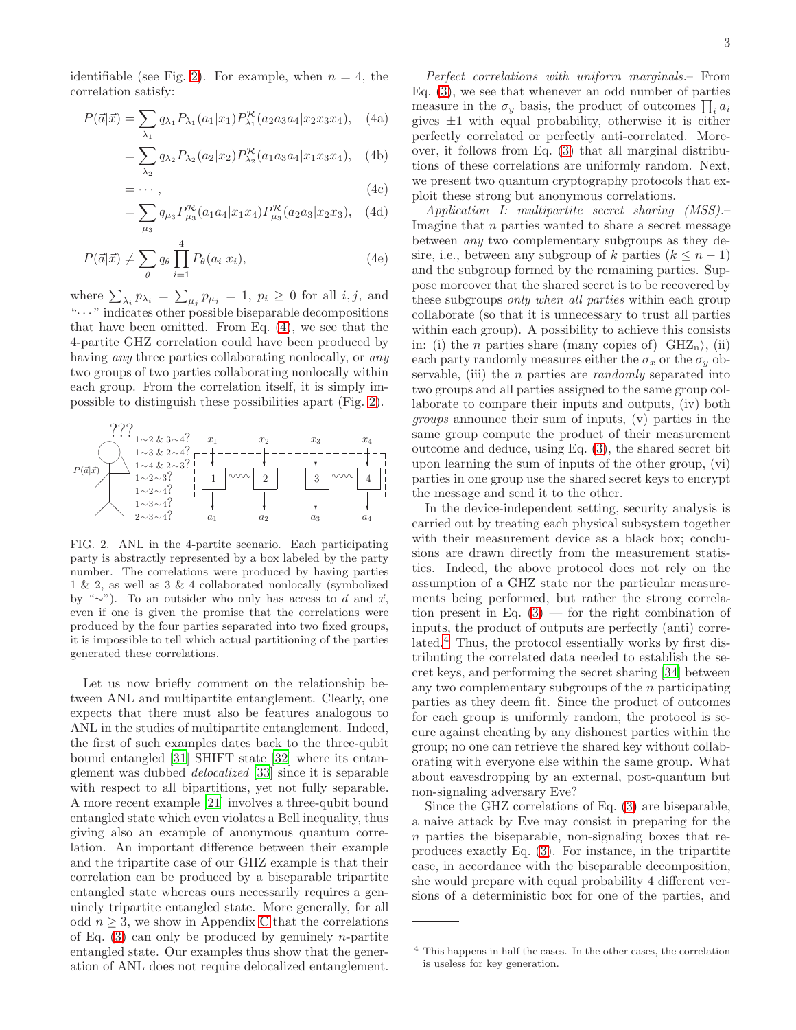identifiable (see Fig. 2). For example, when $n=4$, the correlation satisfy:

$$P(\vec{a}|\vec{x}) = \sum_{\lambda_1} q_{\lambda_1} P_{\lambda_1}(a_1|x_1) P^{\mathcal{R}}_{\lambda_1}(a_2a_3a_4|x_2x_3x_4), \tag{4a}$$

$$= \sum_{\lambda_2} q_{\lambda_2} P_{\lambda_2}(a_2|x_2) P^{\mathcal{R}}_{\lambda_2}(a_1a_3a_4|x_1x_3x_4), \tag{4b}$$

$$= \cdots, \tag{4c}$$

$$= \sum_{\mu_3} q_{\mu_3} P^{\mathcal{R}}_{\mu_3}(a_1a_4|x_1x_4) P^{\mathcal{R}}_{\mu_3}(a_2a_3|x_2x_3), \tag{4d}$$

$$P(\vec{a}|\vec{x}) \neq \sum_{\theta} q_\theta \prod_{i=1}^{4} P_\theta(a_i|x_i), \tag{4e}$$

where $\sum_{\lambda_i} p_{\lambda_i} = \sum_{\mu_j} p_{\mu_j} = 1$, $p_i \geq 0$ for all $i, j$, and "$\cdots$" indicates other possible biseparable decompositions that have been omitted. From Eq. (4), we see that the 4-partite GHZ correlation could have been produced by having *any* three parties collaborating nonlocally, or *any* two groups of two parties collaborating nonlocally within each group. From the correlation itself, it is simply impossible to distinguish these possibilities apart (Fig. 2).

FIG. 2. ANL in the 4-partite scenario. Each participating party is abstractly represented by a box labeled by the party number. The correlations were produced by having parties 1 & 2, as well as 3 & 4 collaborated nonlocally (symbolized by "∼"). To an outsider who only has access to $\vec{a}$ and $\vec{x}$, even if one is given the promise that the correlations were produced by the four parties separated into two fixed groups, it is impossible to tell which actual partitioning of the parties generated these correlations.

Let us now briefly comment on the relationship between ANL and multipartite entanglement. Clearly, one expects that there must also be features analogous to ANL in the studies of multipartite entanglement. Indeed, the first of such examples dates back to the three-qubit bound entangled [31] SHIFT state [32] where its entanglement was dubbed *delocalized* [33] since it is separable with respect to all bipartitions, yet not fully separable. A more recent example [21] involves a three-qubit bound entangled state which even violates a Bell inequality, thus giving also an example of anonymous quantum correlation. An important difference between their example and the tripartite case of our GHZ example is that their correlation can be produced by a biseparable tripartite entangled state whereas ours necessarily requires a genuinely tripartite entangled state. More generally, for all odd $n \geq 3$, we show in Appendix C that the correlations of Eq. (3) can only be produced by genuinely $n$-partite entangled state. Our examples thus show that the generation of ANL does not require delocalized entanglement.

*Perfect correlations with uniform marginals.*– From Eq. (3), we see that whenever an odd number of parties measure in the $\sigma_y$ basis, the product of outcomes $\prod_i a_i$ gives $\pm 1$ with equal probability, otherwise it is either perfectly correlated or perfectly anti-correlated. Moreover, it follows from Eq. (3) that all marginal distributions of these correlations are uniformly random. Next, we present two quantum cryptography protocols that exploit these strong but anonymous correlations.

*Application I: multipartite secret sharing (MSS).*– Imagine that $n$ parties wanted to share a secret message between *any* two complementary subgroups as they desire, i.e., between any subgroup of $k$ parties ($k \leq n-1$) and the subgroup formed by the remaining parties. Suppose moreover that the shared secret is to be recovered by these subgroups *only when all parties* within each group collaborate (so that it is unnecessary to trust all parties within each group). A possibility to achieve this consists in: (i) the $n$ parties share (many copies of) $|\mathrm{GHZ_n}\rangle$, (ii) each party randomly measures either the $\sigma_x$ or the $\sigma_y$ observable, (iii) the $n$ parties are *randomly* separated into two groups and all parties assigned to the same group collaborate to compare their inputs and outputs, (iv) both *groups* announce their sum of inputs, (v) parties in the same group compute the product of their measurement outcome and deduce, using Eq. (3), the shared secret bit upon learning the sum of inputs of the other group, (vi) parties in one group use the shared secret keys to encrypt the message and send it to the other.

In the device-independent setting, security analysis is carried out by treating each physical subsystem together with their measurement device as a black box; conclusions are drawn directly from the measurement statistics. Indeed, the above protocol does not rely on the assumption of a GHZ state nor the particular measurements being performed, but rather the strong correlation present in Eq. (3) — for the right combination of inputs, the product of outputs are perfectly (anti) correlated.[4] Thus, the protocol essentially works by first distributing the correlated data needed to establish the secret keys, and performing the secret sharing [34] between any two complementary subgroups of the $n$ participating parties as they deem fit. Since the product of outcomes for each group is uniformly random, the protocol is secure against cheating by any dishonest parties within the group; no one can retrieve the shared key without collaborating with everyone else within the same group. What about eavesdropping by an external, post-quantum but non-signaling adversary Eve?

Since the GHZ correlations of Eq. (3) are biseparable, a naive attack by Eve may consist in preparing for the $n$ parties the biseparable, non-signaling boxes that reproduces exactly Eq. (3). For instance, in the tripartite case, in accordance with the biseparable decomposition, she would prepare with equal probability 4 different versions of a deterministic box for one of the parties, and

[4] This happens in half the cases. In the other cases, the correlation is useless for key generation.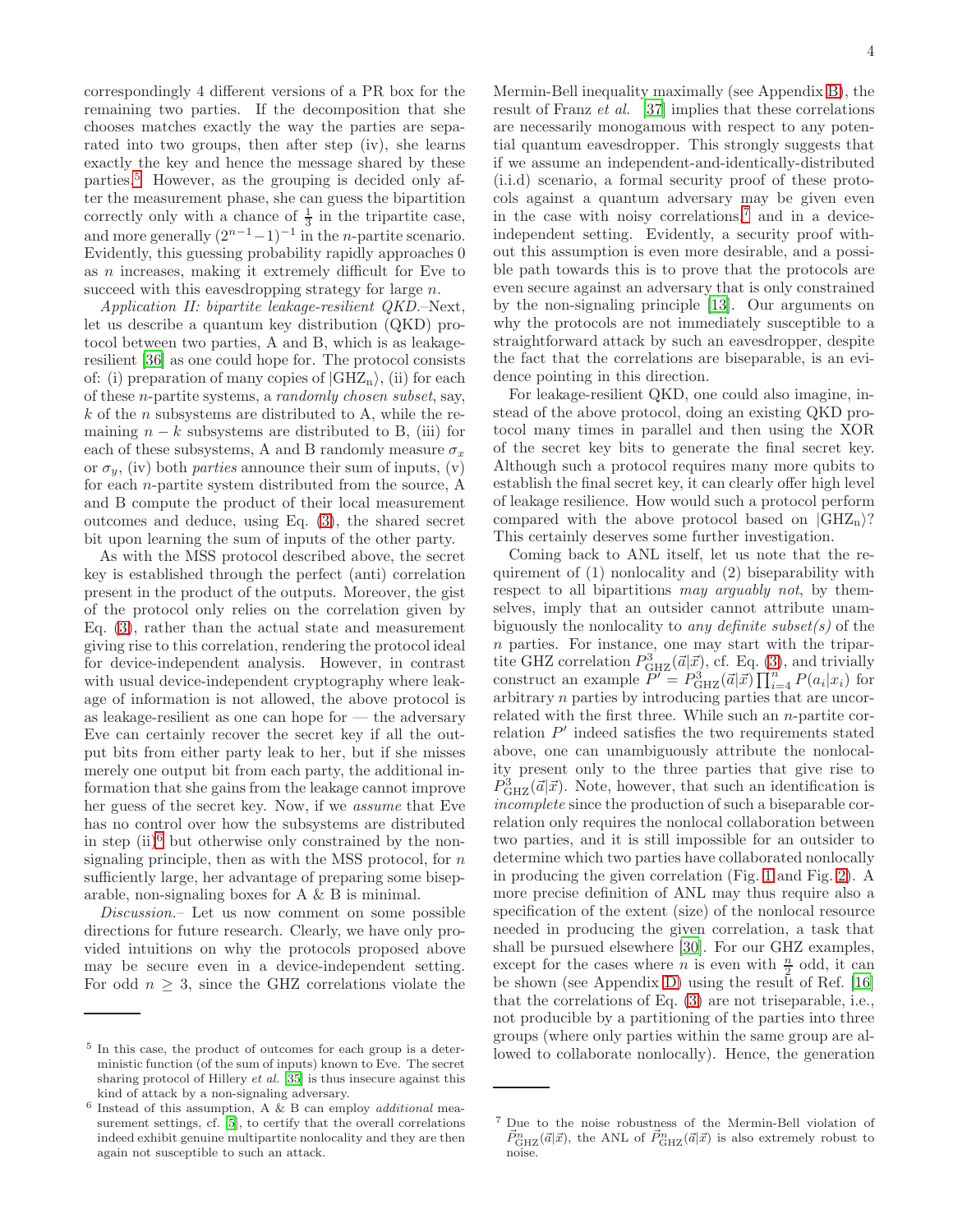correspondingly 4 different versions of a PR box for the remaining two parties. If the decomposition that she chooses matches exactly the way the parties are separated into two groups, then after step (iv), she learns exactly the key and hence the message shared by these parties.[5] However, as the grouping is decided only after the measurement phase, she can guess the bipartition correctly only with a chance of $\frac{1}{3}$ in the tripartite case, and more generally $(2^{n-1}-1)^{-1}$ in the $n$-partite scenario. Evidently, this guessing probability rapidly approaches 0 as $n$ increases, making it extremely difficult for Eve to succeed with this eavesdropping strategy for large $n$.

*Application II: bipartite leakage-resilient QKD.*–Next, let us describe a quantum key distribution (QKD) protocol between two parties, A and B, which is as leakage-resilient [36] as one could hope for. The protocol consists of: (i) preparation of many copies of $|\mathrm{GHZ_n}\rangle$, (ii) for each of these $n$-partite systems, a *randomly chosen subset*, say, $k$ of the $n$ subsystems are distributed to A, while the remaining $n-k$ subsystems are distributed to B, (iii) for each of these subsystems, A and B randomly measure $\sigma_x$ or $\sigma_y$, (iv) both *parties* announce their sum of inputs, (v) for each $n$-partite system distributed from the source, A and B compute the product of their local measurement outcomes and deduce, using Eq. (3), the shared secret bit upon learning the sum of inputs of the other party.

As with the MSS protocol described above, the secret key is established through the perfect (anti) correlation present in the product of the outputs. Moreover, the gist of the protocol only relies on the correlation given by Eq. (3), rather than the actual state and measurement giving rise to this correlation, rendering the protocol ideal for device-independent analysis. However, in contrast with usual device-independent cryptography where leakage of information is not allowed, the above protocol is as leakage-resilient as one can hope for — the adversary Eve can certainly recover the secret key if all the output bits from either party leak to her, but if she misses merely one output bit from each party, the additional information that she gains from the leakage cannot improve her guess of the secret key. Now, if we *assume* that Eve has no control over how the subsystems are distributed in step (ii)[6] but otherwise only constrained by the non-signaling principle, then as with the MSS protocol, for $n$ sufficiently large, her advantage of preparing some biseparable, non-signaling boxes for A & B is minimal.

*Discussion.*– Let us now comment on some possible directions for future research. Clearly, we have only provided intuitions on why the protocols proposed above may be secure even in a device-independent setting. For odd $n \geq 3$, since the GHZ correlations violate the Mermin-Bell inequality maximally (see Appendix B), the result of Franz *et al.* [37] implies that these correlations are necessarily monogamous with respect to any potential quantum eavesdropper. This strongly suggests that if we assume an independent-and-identically-distributed (i.i.d) scenario, a formal security proof of these protocols against a quantum adversary may be given even in the case with noisy correlations,[7] and in a device-independent setting. Evidently, a security proof without this assumption is even more desirable, and a possible path towards this is to prove that the protocols are even secure against an adversary that is only constrained by the non-signaling principle [13]. Our arguments on why the protocols are not immediately susceptible to a straightforward attack by such an eavesdropper, despite the fact that the correlations are biseparable, is an evidence pointing in this direction.

For leakage-resilient QKD, one could also imagine, instead of the above protocol, doing an existing QKD protocol many times in parallel and then using the XOR of the secret key bits to generate the final secret key. Although such a protocol requires many more qubits to establish the final secret key, it can clearly offer high level of leakage resilience. How would such a protocol perform compared with the above protocol based on $|\mathrm{GHZ_n}\rangle$? This certainly deserves some further investigation.

Coming back to ANL itself, let us note that the requirement of (1) nonlocality and (2) biseparability with respect to all bipartitions *may arguably not*, by themselves, imply that an outsider cannot attribute unambiguously the nonlocality to *any definite subset(s)* of the $n$ parties. For instance, one may start with the tripartite GHZ correlation $P^3_{\mathrm{GHZ}}(\vec{a}|\vec{x})$, cf. Eq. (3), and trivially construct an example $P' = P^3_{\mathrm{GHZ}}(\vec{a}|\vec{x})\prod_{i=4}^{n} P(a_i|x_i)$ for arbitrary $n$ parties by introducing parties that are uncorrelated with the first three. While such an $n$-partite correlation $P'$ indeed satisfies the two requirements stated above, one can unambiguously attribute the nonlocality present only to the three parties that give rise to $P^3_{\mathrm{GHZ}}(\vec{a}|\vec{x})$. Note, however, that such an identification is *incomplete* since the production of such a biseparable correlation only requires the nonlocal collaboration between two parties, and it is still impossible for an outsider to determine which two parties have collaborated nonlocally in producing the given correlation (Fig. 1 and Fig. 2). A more precise definition of ANL may thus require also a specification of the extent (size) of the nonlocal resource needed in producing the given correlation, a task that shall be pursued elsewhere [30]. For our GHZ examples, except for the cases where $n$ is even with $\frac{n}{2}$ odd, it can be shown (see Appendix D) using the result of Ref. [16] that the correlations of Eq. (3) are not triseparable, i.e., not producible by a partitioning of the parties into three groups (where only parties within the same group are allowed to collaborate nonlocally). Hence, the generation

---

[5] In this case, the product of outcomes for each group is a deterministic function (of the sum of inputs) known to Eve. The secret sharing protocol of Hillery *et al.* [35] is thus insecure against this kind of attack by a non-signaling adversary.

[6] Instead of this assumption, A & B can employ *additional* measurement settings, cf. [5], to certify that the overall correlations indeed exhibit genuine multipartite nonlocality and they are then again not susceptible to such an attack.

[7] Due to the noise robustness of the Mermin-Bell violation of $\vec{P}^n_{\mathrm{GHZ}}(\vec{a}|\vec{x})$, the ANL of $\vec{P}^n_{\mathrm{GHZ}}(\vec{a}|\vec{x})$ is also extremely robust to noise.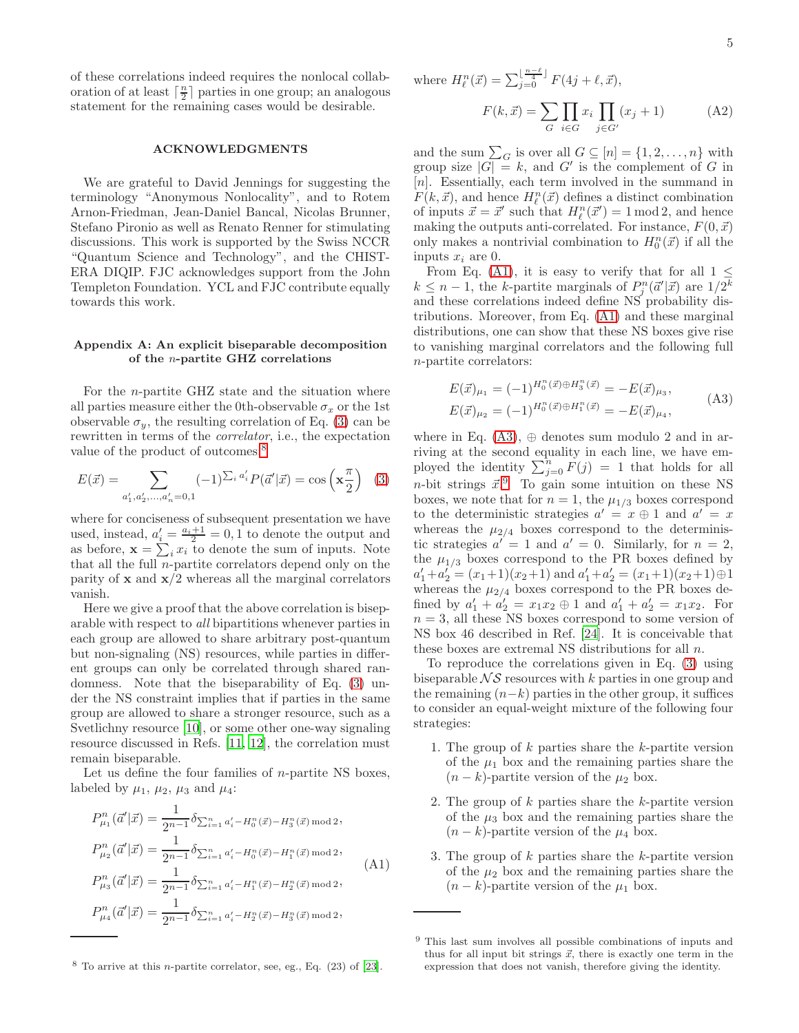of these correlations indeed requires the nonlocal collaboration of at least $\lceil \frac{n}{2} \rceil$ parties in one group; an analogous statement for the remaining cases would be desirable.

## ACKNOWLEDGMENTS

We are grateful to David Jennings for suggesting the terminology "Anonymous Nonlocality", and to Rotem Arnon-Friedman, Jean-Daniel Bancal, Nicolas Brunner, Stefano Pironio as well as Renato Renner for stimulating discussions. This work is supported by the Swiss NCCR "Quantum Science and Technology", and the CHIST-ERA DIQIP. FJC acknowledges support from the John Templeton Foundation. YCL and FJC contribute equally towards this work.

## Appendix A: An explicit biseparable decomposition of the $n$-partite GHZ correlations

For the $n$-partite GHZ state and the situation where all parties measure either the 0th-observable $\sigma_x$ or the 1st observable $\sigma_y$, the resulting correlation of Eq. (3) can be rewritten in terms of the *correlator*, i.e., the expectation value of the product of outcomes[8]

$$E(\vec{x}) = \sum_{a'_1, a'_2, \ldots, a'_n = 0,1} (-1)^{\sum_i a'_i} P(\vec{a}'|\vec{x}) = \cos\left(\mathbf{x}\frac{\pi}{2}\right) \quad (3)$$

where for conciseness of subsequent presentation we have used, instead, $a'_i = \frac{a_i + 1}{2} = 0, 1$ to denote the output and as before, $\mathbf{x} = \sum_i x_i$ to denote the sum of inputs. Note that all the full $n$-partite correlators depend only on the parity of $\mathbf{x}$ and $\mathbf{x}/2$ whereas all the marginal correlators vanish.

Here we give a proof that the above correlation is biseparable with respect to *all* bipartitions whenever parties in each group are allowed to share arbitrary post-quantum but non-signaling (NS) resources, while parties in different groups can only be correlated through shared randomness. Note that the biseparability of Eq. (3) under the NS constraint implies that if parties in the same group are allowed to share a stronger resource, such as a Svetlichny resource [10], or some other one-way signaling resource discussed in Refs. [11, 12], the correlation must remain biseparable.

Let us define the four families of $n$-partite NS boxes, labeled by $\mu_1$, $\mu_2$, $\mu_3$ and $\mu_4$:

$$\begin{aligned}
P^n_{\mu_1}(\vec{a}'|\vec{x}) &= \frac{1}{2^{n-1}} \delta_{\sum_{i=1}^n a'_i - H^n_0(\vec{x}) - H^n_3(\vec{x}) \bmod 2}, \\
P^n_{\mu_2}(\vec{a}'|\vec{x}) &= \frac{1}{2^{n-1}} \delta_{\sum_{i=1}^n a'_i - H^n_0(\vec{x}) - H^n_1(\vec{x}) \bmod 2}, \\
P^n_{\mu_3}(\vec{a}'|\vec{x}) &= \frac{1}{2^{n-1}} \delta_{\sum_{i=1}^n a'_i - H^n_1(\vec{x}) - H^n_2(\vec{x}) \bmod 2}, \\
P^n_{\mu_4}(\vec{a}'|\vec{x}) &= \frac{1}{2^{n-1}} \delta_{\sum_{i=1}^n a'_i - H^n_2(\vec{x}) - H^n_3(\vec{x}) \bmod 2},
\end{aligned} \quad (A1)$$

where $H^n_\ell(\vec{x}) = \sum_{j=0}^{\lfloor \frac{n-\ell}{4} \rfloor} F(4j+\ell, \vec{x})$,

$$F(k, \vec{x}) = \sum_G \prod_{i \in G} x_i \prod_{j \in G'} (x_j + 1) \quad (A2)$$

and the sum $\sum_G$ is over all $G \subseteq [n] = \{1, 2, \ldots, n\}$ with group size $|G| = k$, and $G'$ is the complement of $G$ in $[n]$. Essentially, each term involved in the summand in $F(k, \vec{x})$, and hence $H^n_\ell(\vec{x})$ defines a distinct combination of inputs $\vec{x} = \vec{x}'$ such that $H^n_\ell(\vec{x}') = 1 \bmod 2$, and hence making the outputs anti-correlated. For instance, $F(0, \vec{x})$ only makes a nontrivial combination to $H^n_0(\vec{x})$ if all the inputs $x_i$ are 0.

From Eq. (A1), it is easy to verify that for all $1 \le k \le n-1$, the $k$-partite marginals of $P^n_j(\vec{a}'|\vec{x})$ are $1/2^k$ and these correlations indeed define NS probability distributions. Moreover, from Eq. (A1) and these marginal distributions, one can show that these NS boxes give rise to vanishing marginal correlators and the following full $n$-partite correlators:

$$\begin{aligned}
E(\vec{x})_{\mu_1} &= (-1)^{H^n_0(\vec{x}) \oplus H^n_3(\vec{x})} = -E(\vec{x})_{\mu_3}, \\
E(\vec{x})_{\mu_2} &= (-1)^{H^n_0(\vec{x}) \oplus H^n_1(\vec{x})} = -E(\vec{x})_{\mu_4},
\end{aligned} \quad (A3)$$

where in Eq. (A3), $\oplus$ denotes sum modulo 2 and in arriving at the second equality in each line, we have employed the identity $\sum_{j=0}^n F(j) = 1$ that holds for all $n$-bit strings $\vec{x}$.[9] To gain some intuition on these NS boxes, we note that for $n = 1$, the $\mu_{1/3}$ boxes correspond to the deterministic strategies $a' = x \oplus 1$ and $a' = x$ whereas the $\mu_{2/4}$ boxes correspond to the deterministic strategies $a' = 1$ and $a' = 0$. Similarly, for $n = 2$, the $\mu_{1/3}$ boxes correspond to the PR boxes defined by $a'_1 + a'_2 = (x_1+1)(x_2+1)$ and $a'_1 + a'_2 = (x_1+1)(x_2+1) \oplus 1$ whereas the $\mu_{2/4}$ boxes correspond to the PR boxes defined by $a'_1 + a'_2 = x_1 x_2 \oplus 1$ and $a'_1 + a'_2 = x_1 x_2$. For $n = 3$, all these NS boxes correspond to some version of NS box 46 described in Ref. [24]. It is conceivable that these boxes are extremal NS distributions for all $n$.

To reproduce the correlations given in Eq. (3) using biseparable $\mathcal{NS}$ resources with $k$ parties in one group and the remaining $(n-k)$ parties in the other group, it suffices to consider an equal-weight mixture of the following four strategies:

1. The group of $k$ parties share the $k$-partite version of the $\mu_1$ box and the remaining parties share the $(n-k)$-partite version of the $\mu_2$ box.
2. The group of $k$ parties share the $k$-partite version of the $\mu_3$ box and the remaining parties share the $(n-k)$-partite version of the $\mu_4$ box.
3. The group of $k$ parties share the $k$-partite version of the $\mu_2$ box and the remaining parties share the $(n-k)$-partite version of the $\mu_1$ box.

---

[8] To arrive at this $n$-partite correlator, see, eg., Eq. (23) of [23].

[9] This last sum involves all possible combinations of inputs and thus for all input bit strings $\vec{x}$, there is exactly one term in the expression that does not vanish, therefore giving the identity.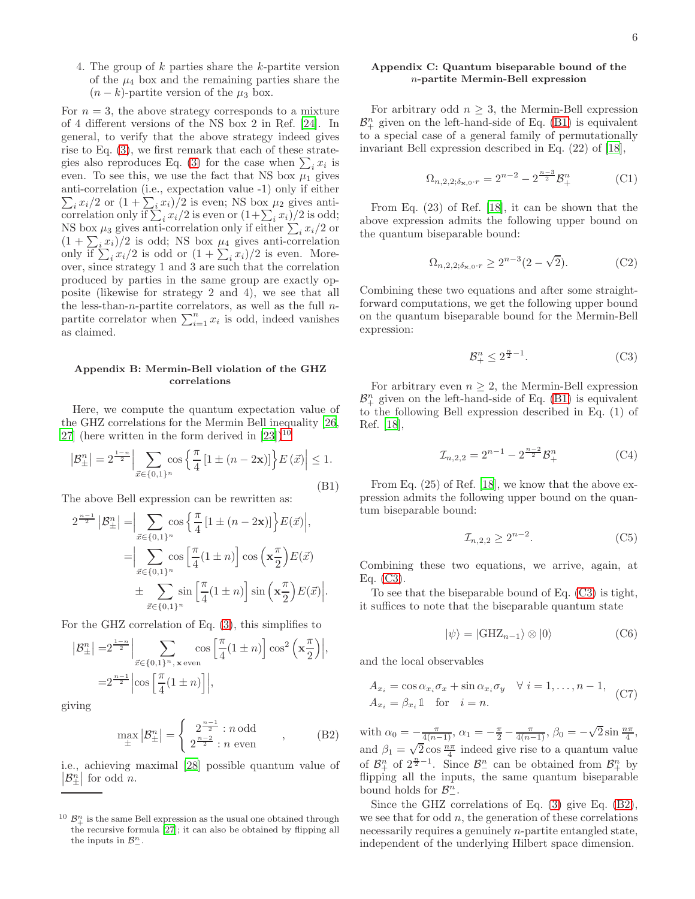4. The group of $k$ parties share the $k$-partite version of the $\mu_4$ box and the remaining parties share the $(n-k)$-partite version of the $\mu_3$ box.

For $n=3$, the above strategy corresponds to a mixture of 4 different versions of the NS box 2 in Ref. [24]. In general, to verify that the above strategy indeed gives rise to Eq. (3), we first remark that each of these strategies also reproduces Eq. (3) for the case when $\sum_i x_i$ is even. To see this, we use the fact that NS box $\mu_1$ gives anti-correlation (i.e., expectation value -1) only if either $\sum_i x_i/2$ or $(1+\sum_i x_i)/2$ is even; NS box $\mu_2$ gives anti-correlation only if $\sum_i x_i/2$ is even or $(1+\sum_i x_i)/2$ is odd; NS box $\mu_3$ gives anti-correlation only if either $\sum_i x_i/2$ or $(1+\sum_i x_i)/2$ is odd; NS box $\mu_4$ gives anti-correlation only if $\sum_i x_i/2$ is odd or $(1+\sum_i x_i)/2$ is even. Moreover, since strategy 1 and 3 are such that the correlation produced by parties in the same group are exactly opposite (likewise for strategy 2 and 4), we see that all the less-than-$n$-partite correlators, as well as the full $n$-partite correlator when $\sum_{i=1}^n x_i$ is odd, indeed vanishes as claimed.

## Appendix B: Mermin-Bell violation of the GHZ correlations

Here, we compute the quantum expectation value of the GHZ correlations for the Mermin Bell inequality [26, 27] (here written in the form derived in [23])[10]

$$\left|\mathcal{B}_\pm^n\right| = 2^{\frac{1-n}{2}}\Big|\sum_{\vec{x}\in\{0,1\}^n}\cos\left\{\frac{\pi}{4}\left[1\pm(n-2\mathbf{x})\right]\right\}E\left(\vec{x}\right)\Big| \le 1. \tag{B1}$$

The above Bell expression can be rewritten as:

$$\begin{aligned}
2^{\frac{n-1}{2}}\left|\mathcal{B}_\pm^n\right| =&\Big|\sum_{\vec{x}\in\{0,1\}^n}\cos\left\{\frac{\pi}{4}\left[1\pm(n-2\mathbf{x})\right]\right\}E(\vec{x})\Big|,\\
=&\Big|\sum_{\vec{x}\in\{0,1\}^n}\cos\left[\frac{\pi}{4}(1\pm n)\right]\cos\left(\mathbf{x}\frac{\pi}{2}\right)E(\vec{x})\\
&\pm\sum_{\vec{x}\in\{0,1\}^n}\sin\left[\frac{\pi}{4}(1\pm n)\right]\sin\left(\mathbf{x}\frac{\pi}{2}\right)E(\vec{x})\Big|.
\end{aligned}$$

For the GHZ correlation of Eq. (3), this simplifies to

$$\begin{aligned}
\left|\mathcal{B}_\pm^n\right| =&2^{\frac{1-n}{2}}\Big|\sum_{\vec{x}\in\{0,1\}^n,\,\mathbf{x}\text{ even}}\cos\left[\frac{\pi}{4}(1\pm n)\right]\cos^2\left(\mathbf{x}\frac{\pi}{2}\right)\Big|,\\
=&2^{\frac{n-1}{2}}\Big|\cos\left[\frac{\pi}{4}(1\pm n)\right]\Big|,
\end{aligned}$$

giving

$$\max_\pm\left|\mathcal{B}_\pm^n\right| = \begin{cases} 2^{\frac{n-1}{2}} & : n \text{ odd}\\ 2^{\frac{n-2}{2}} & : n \text{ even}\end{cases}, \tag{B2}$$

i.e., achieving maximal [28] possible quantum value of $\left|\mathcal{B}_\pm^n\right|$ for odd $n$.

[10] $\mathcal{B}_+^n$ is the same Bell expression as the usual one obtained through the recursive formula [27]; it can also be obtained by flipping all the inputs in $\mathcal{B}_-^n$.

## Appendix C: Quantum biseparable bound of the $n$-partite Mermin-Bell expression

For arbitrary odd $n\ge 3$, the Mermin-Bell expression $\mathcal{B}_+^n$ given on the left-hand-side of Eq. (B1) is equivalent to a special case of a general family of permutationally invariant Bell expression described in Eq. (22) of [18],

$$\Omega_{n,2,2;\delta_{\mathbf{x},0}\cdot r} = 2^{n-2} - 2^{\frac{n-3}{2}}\mathcal{B}_+^n \tag{C1}$$

From Eq. (23) of Ref. [18], it can be shown that the above expression admits the following upper bound on the quantum biseparable bound:

$$\Omega_{n,2,2;\delta_{\mathbf{x},0}\cdot r} \ge 2^{n-3}(2-\sqrt{2}). \tag{C2}$$

Combining these two equations and after some straightforward computations, we get the following upper bound on the quantum biseparable bound for the Mermin-Bell expression:

$$\mathcal{B}_+^n \le 2^{\frac{n}{2}-1}. \tag{C3}$$

For arbitrary even $n\ge 2$, the Mermin-Bell expression $\mathcal{B}_+^n$ given on the left-hand-side of Eq. (B1) is equivalent to the following Bell expression described in Eq. (1) of Ref. [18],

$$\mathcal{I}_{n,2,2} = 2^{n-1} - 2^{\frac{n-2}{2}}\mathcal{B}_+^n \tag{C4}$$

From Eq. (25) of Ref. [18], we know that the above expression admits the following upper bound on the quantum biseparable bound:

$$\mathcal{I}_{n,2,2} \ge 2^{n-2}. \tag{C5}$$

Combining these two equations, we arrive, again, at Eq. (C3).

To see that the biseparable bound of Eq. (C3) is tight, it suffices to note that the biseparable quantum state

$$|\psi\rangle = |\mathrm{GHZ}_{n-1}\rangle\otimes|0\rangle \tag{C6}$$

and the local observables

$$\begin{aligned}
&A_{x_i} = \cos\alpha_{x_i}\sigma_x + \sin\alpha_{x_i}\sigma_y \quad \forall\ i=1,\ldots,n-1,\\
&A_{x_i} = \beta_{x_i}\mathbb{1} \quad \text{for} \quad i=n.
\end{aligned} \tag{C7}$$

with $\alpha_0 = -\frac{\pi}{4(n-1)}$, $\alpha_1 = -\frac{\pi}{2}-\frac{\pi}{4(n-1)}$, $\beta_0 = -\sqrt{2}\sin\frac{n\pi}{4}$, and $\beta_1 = \sqrt{2}\cos\frac{n\pi}{4}$ indeed give rise to a quantum value of $\mathcal{B}_+^n$ of $2^{\frac{n}{2}-1}$. Since $\mathcal{B}_-^n$ can be obtained from $\mathcal{B}_+^n$ by flipping all the inputs, the same quantum biseparable bound holds for $\mathcal{B}_-^n$.

Since the GHZ correlations of Eq. (3) give Eq. (B2), we see that for odd $n$, the generation of these correlations necessarily requires a genuinely $n$-partite entangled state, independent of the underlying Hilbert space dimension.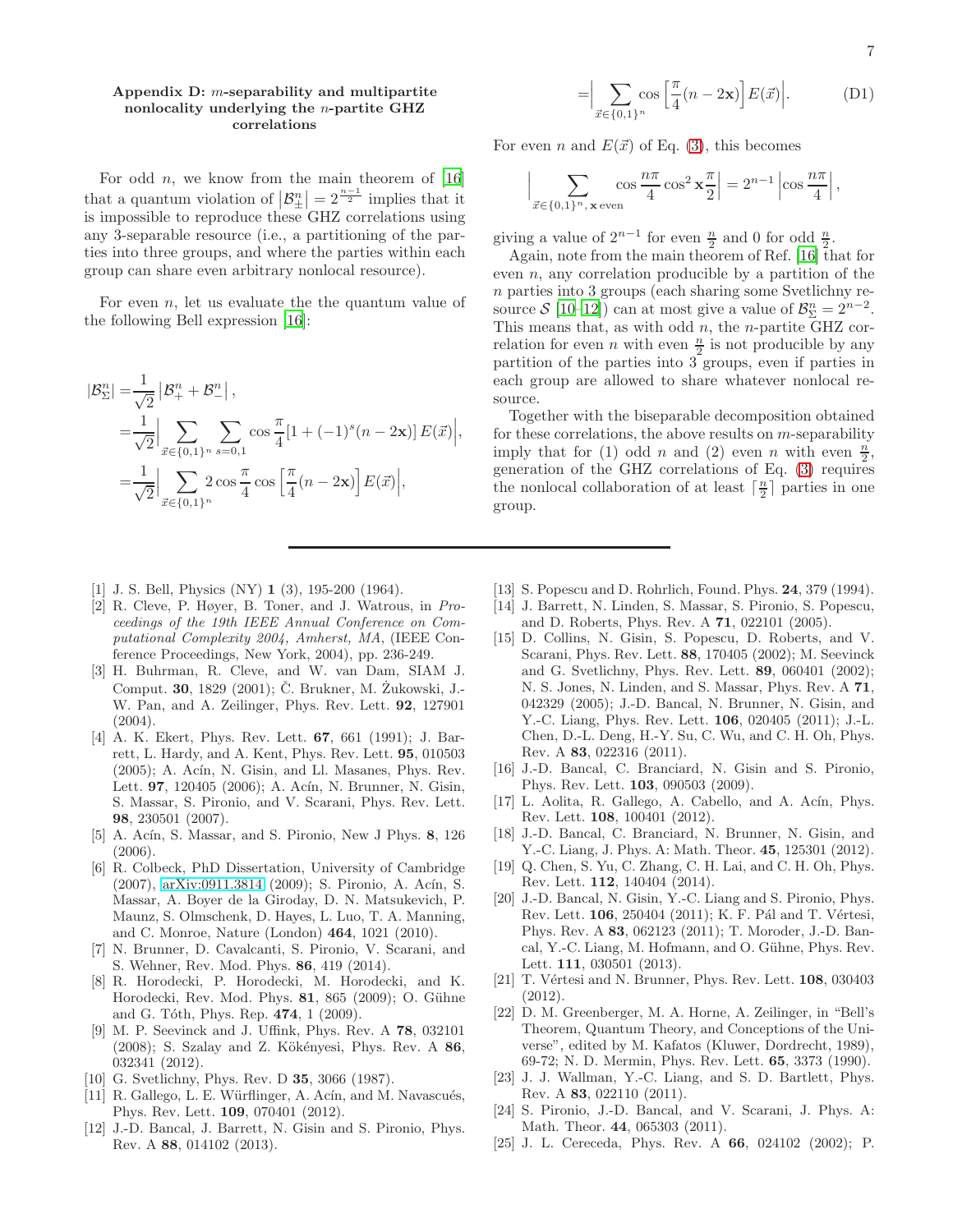### Appendix D: $m$-separability and multipartite nonlocality underlying the $n$-partite GHZ correlations

For odd $n$, we know from the main theorem of [16] that a quantum violation of $\left|\mathcal{B}^n_\pm\right| = 2^{\frac{n-1}{2}}$ implies that it is impossible to reproduce these GHZ correlations using any 3-separable resource (i.e., a partitioning of the parties into three groups, and where the parties within each group can share even arbitrary nonlocal resource).

For even $n$, let us evaluate the the quantum value of the following Bell expression [16]:

$$
\begin{aligned}
|\mathcal{B}^n_\Sigma| =& \frac{1}{\sqrt{2}}\left|\mathcal{B}^n_+ + \mathcal{B}^n_-\right|, \\
=& \frac{1}{\sqrt{2}}\Big|\sum_{\vec{x}\in\{0,1\}^n}\sum_{s=0,1}\cos\frac{\pi}{4}[1+(-1)^s(n-2\mathbf{x})]\,E(\vec{x})\Big|, \\
=& \frac{1}{\sqrt{2}}\Big|\sum_{\vec{x}\in\{0,1\}^n} 2\cos\frac{\pi}{4}\cos\left[\frac{\pi}{4}(n-2\mathbf{x})\right]E(\vec{x})\Big|, \\
=& \Big|\sum_{\vec{x}\in\{0,1\}^n}\cos\left[\frac{\pi}{4}(n-2\mathbf{x})\right]E(\vec{x})\Big|. \qquad \text{(D1)}
\end{aligned}
$$

For even $n$ and $E(\vec{x})$ of Eq. (3), this becomes

$$
\Big|\sum_{\vec{x}\in\{0,1\}^n,\,\mathbf{x}\,\text{even}}\cos\frac{n\pi}{4}\cos^2\mathbf{x}\frac{\pi}{2}\Big| = 2^{n-1}\left|\cos\frac{n\pi}{4}\right|,
$$

giving a value of $2^{n-1}$ for even $\frac{n}{2}$ and 0 for odd $\frac{n}{2}$.

Again, note from the main theorem of Ref. [16] that for even $n$, any correlation producible by a partition of the $n$ parties into 3 groups (each sharing some Svetlichny resource $\mathcal{S}$ [10–12]) can at most give a value of $\mathcal{B}^n_\Sigma = 2^{n-2}$. This means that, as with odd $n$, the $n$-partite GHZ correlation for even $n$ with even $\frac{n}{2}$ is not producible by any partition of the parties into 3 groups, even if parties in each group are allowed to share whatever nonlocal resource.

Together with the biseparable decomposition obtained for these correlations, the above results on $m$-separability imply that for (1) odd $n$ and (2) even $n$ with even $\frac{n}{2}$, generation of the GHZ correlations of Eq. (3) requires the nonlocal collaboration of at least $\lceil\frac{n}{2}\rceil$ parties in one group.

---

[1] J. S. Bell, Physics (NY) **1** (3), 195-200 (1964).

[2] R. Cleve, P. Høyer, B. Toner, and J. Watrous, in *Proceedings of the 19th IEEE Annual Conference on Computational Complexity 2004, Amherst, MA*, (IEEE Conference Proceedings, New York, 2004), pp. 236-249.

[3] H. Buhrman, R. Cleve, and W. van Dam, SIAM J. Comput. **30**, 1829 (2001); Č. Brukner, M. Żukowski, J.-W. Pan, and A. Zeilinger, Phys. Rev. Lett. **92**, 127901 (2004).

[4] A. K. Ekert, Phys. Rev. Lett. **67**, 661 (1991); J. Barrett, L. Hardy, and A. Kent, Phys. Rev. Lett. **95**, 010503 (2005); A. Acín, N. Gisin, and Ll. Masanes, Phys. Rev. Lett. **97**, 120405 (2006); A. Acín, N. Brunner, N. Gisin, S. Massar, S. Pironio, and V. Scarani, Phys. Rev. Lett. **98**, 230501 (2007).

[5] A. Acín, S. Massar, and S. Pironio, New J Phys. **8**, 126 (2006).

[6] R. Colbeck, PhD Dissertation, University of Cambridge (2007), arXiv:0911.3814 (2009); S. Pironio, A. Acín, S. Massar, A. Boyer de la Giroday, D. N. Matsukevich, P. Maunz, S. Olmschenk, D. Hayes, L. Luo, T. A. Manning, and C. Monroe, Nature (London) **464**, 1021 (2010).

[7] N. Brunner, D. Cavalcanti, S. Pironio, V. Scarani, and S. Wehner, Rev. Mod. Phys. **86**, 419 (2014).

[8] R. Horodecki, P. Horodecki, M. Horodecki, and K. Horodecki, Rev. Mod. Phys. **81**, 865 (2009); O. Gühne and G. Tóth, Phys. Rep. **474**, 1 (2009).

[9] M. P. Seevinck and J. Uffink, Phys. Rev. A **78**, 032101 (2008); S. Szalay and Z. Kökényesi, Phys. Rev. A **86**, 032341 (2012).

[10] G. Svetlichny, Phys. Rev. D **35**, 3066 (1987).

[11] R. Gallego, L. E. Würflinger, A. Acín, and M. Navascués, Phys. Rev. Lett. **109**, 070401 (2012).

[12] J.-D. Bancal, J. Barrett, N. Gisin and S. Pironio, Phys. Rev. A **88**, 014102 (2013).

[13] S. Popescu and D. Rohrlich, Found. Phys. **24**, 379 (1994).

[14] J. Barrett, N. Linden, S. Massar, S. Pironio, S. Popescu, and D. Roberts, Phys. Rev. A **71**, 022101 (2005).

[15] D. Collins, N. Gisin, S. Popescu, D. Roberts, and V. Scarani, Phys. Rev. Lett. **88**, 170405 (2002); M. Seevinck and G. Svetlichny, Phys. Rev. Lett. **89**, 060401 (2002); N. S. Jones, N. Linden, and S. Massar, Phys. Rev. A **71**, 042329 (2005); J.-D. Bancal, N. Brunner, N. Gisin, and Y.-C. Liang, Phys. Rev. Lett. **106**, 020405 (2011); J.-L. Chen, D.-L. Deng, H.-Y. Su, C. Wu, and C. H. Oh, Phys. Rev. A **83**, 022316 (2011).

[16] J.-D. Bancal, C. Branciard, N. Gisin and S. Pironio, Phys. Rev. Lett. **103**, 090503 (2009).

[17] L. Aolita, R. Gallego, A. Cabello, and A. Acín, Phys. Rev. Lett. **108**, 100401 (2012).

[18] J.-D. Bancal, C. Branciard, N. Brunner, N. Gisin, and Y.-C. Liang, J. Phys. A: Math. Theor. **45**, 125301 (2012).

[19] Q. Chen, S. Yu, C. Zhang, C. H. Lai, and C. H. Oh, Phys. Rev. Lett. **112**, 140404 (2014).

[20] J.-D. Bancal, N. Gisin, Y.-C. Liang and S. Pironio, Phys. Rev. Lett. **106**, 250404 (2011); K. F. Pál and T. Vértesi, Phys. Rev. A **83**, 062123 (2011); T. Moroder, J.-D. Bancal, Y.-C. Liang, M. Hofmann, and O. Gühne, Phys. Rev. Lett. **111**, 030501 (2013).

[21] T. Vértesi and N. Brunner, Phys. Rev. Lett. **108**, 030403 (2012).

[22] D. M. Greenberger, M. A. Horne, A. Zeilinger, in "Bell's Theorem, Quantum Theory, and Conceptions of the Universe", edited by M. Kafatos (Kluwer, Dordrecht, 1989), 69-72; N. D. Mermin, Phys. Rev. Lett. **65**, 3373 (1990).

[23] J. J. Wallman, Y.-C. Liang, and S. D. Bartlett, Phys. Rev. A **83**, 022110 (2011).

[24] S. Pironio, J.-D. Bancal, and V. Scarani, J. Phys. A: Math. Theor. **44**, 065303 (2011).

[25] J. L. Cereceda, Phys. Rev. A **66**, 024102 (2002); P.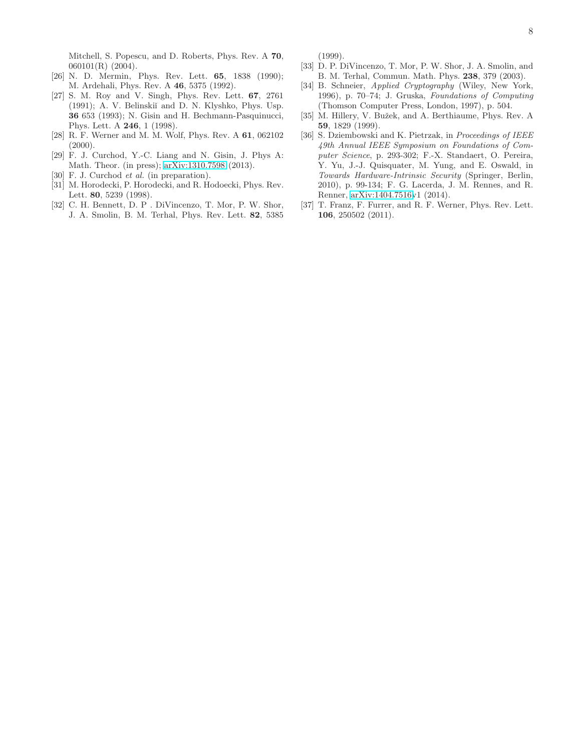Mitchell, S. Popescu, and D. Roberts, Phys. Rev. A **70**, 060101(R) (2004).

[26] N. D. Mermin, Phys. Rev. Lett. **65**, 1838 (1990); M. Ardehali, Phys. Rev. A **46**, 5375 (1992).

[27] S. M. Roy and V. Singh, Phys. Rev. Lett. **67**, 2761 (1991); A. V. Belinskiĭ and D. N. Klyshko, Phys. Usp. **36** 653 (1993); N. Gisin and H. Bechmann-Pasquinucci, Phys. Lett. A **246**, 1 (1998).

[28] R. F. Werner and M. M. Wolf, Phys. Rev. A **61**, 062102 (2000).

[29] F. J. Curchod, Y.-C. Liang and N. Gisin, J. Phys A: Math. Theor. (in press); arXiv:1310.7598 (2013).

[30] F. J. Curchod *et al.* (in preparation).

[31] M. Horodecki, P. Horodecki, and R. Hodoecki, Phys. Rev. Lett. **80**, 5239 (1998).

[32] C. H. Bennett, D. P . DiVincenzo, T. Mor, P. W. Shor, J. A. Smolin, B. M. Terhal, Phys. Rev. Lett. **82**, 5385 (1999).

[33] D. P. DiVincenzo, T. Mor, P. W. Shor, J. A. Smolin, and B. M. Terhal, Commun. Math. Phys. **238**, 379 (2003).

[34] B. Schneier, *Applied Cryptography* (Wiley, New York, 1996), p. 70–74; J. Gruska, *Foundations of Computing* (Thomson Computer Press, London, 1997), p. 504.

[35] M. Hillery, V. Bužek, and A. Berthiaume, Phys. Rev. A **59**, 1829 (1999).

[36] S. Dziembowski and K. Pietrzak, in *Proceedings of IEEE 49th Annual IEEE Symposium on Foundations of Computer Science*, p. 293-302; F.-X. Standaert, O. Pereira, Y. Yu, J.-J. Quisquater, M. Yung, and E. Oswald, in *Towards Hardware-Intrinsic Security* (Springer, Berlin, 2010), p. 99-134; F. G. Lacerda, J. M. Rennes, and R. Renner, arXiv:1404.7516v1 (2014).

[37] T. Franz, F. Furrer, and R. F. Werner, Phys. Rev. Lett. **106**, 250502 (2011).